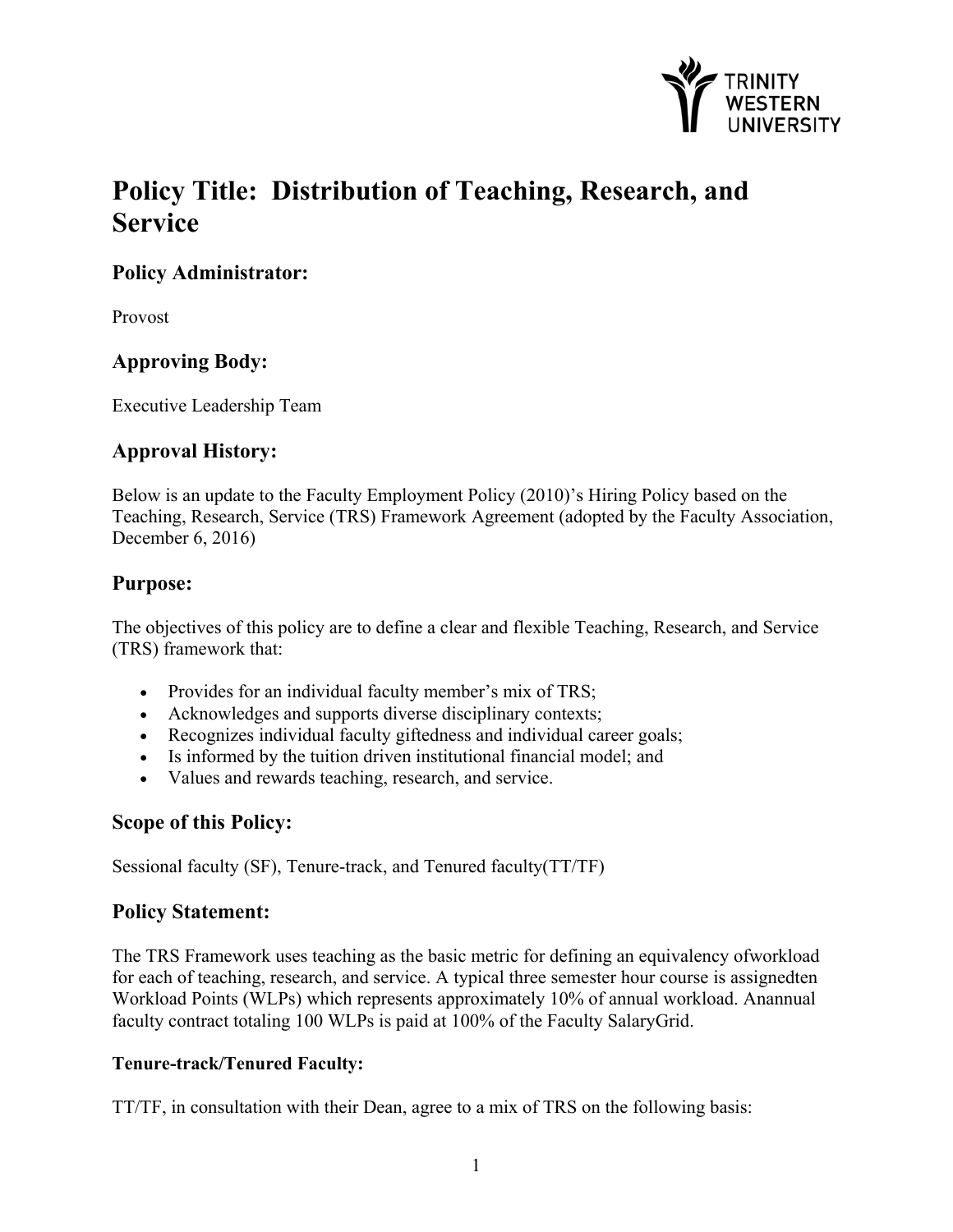# Policy Title: Distribution of Teaching, Research, and Service

## Policy Administrator:

Provost

## Approving Body:

Executive Leadership Team

## Approval History:

Below is an update to the Faculty Employment Policy (2010)'s Hiring Policy based on the Teaching, Research, Service (TRS) Framework Agreement (adopted by the Faculty Association, December 6, 2016)

## Purpose:

The objectives of this policy are to define a clear and flexible Teaching, Research, and Service (TRS) framework that:

- Provides for an individual faculty member's mix of TRS;
- Acknowledges and supports diverse disciplinary contexts;
- Recognizes individual faculty giftedness and individual career goals;
- Is informed by the tuition driven institutional financial model; and
- Values and rewards teaching, research, and service.

## Scope of this Policy:

Sessional faculty (SF), Tenure-track, and Tenured faculty(TT/TF)

## Policy Statement:

The TRS Framework uses teaching as the basic metric for defining an equivalency ofworkload for each of teaching, research, and service. A typical three semester hour course is assignedten Workload Points (WLPs) which represents approximately 10% of annual workload. Anannual faculty contract totaling 100 WLPs is paid at 100% of the Faculty SalaryGrid.

### Tenure-track/Tenured Faculty:

TT/TF, in consultation with their Dean, agree to a mix of TRS on the following basis: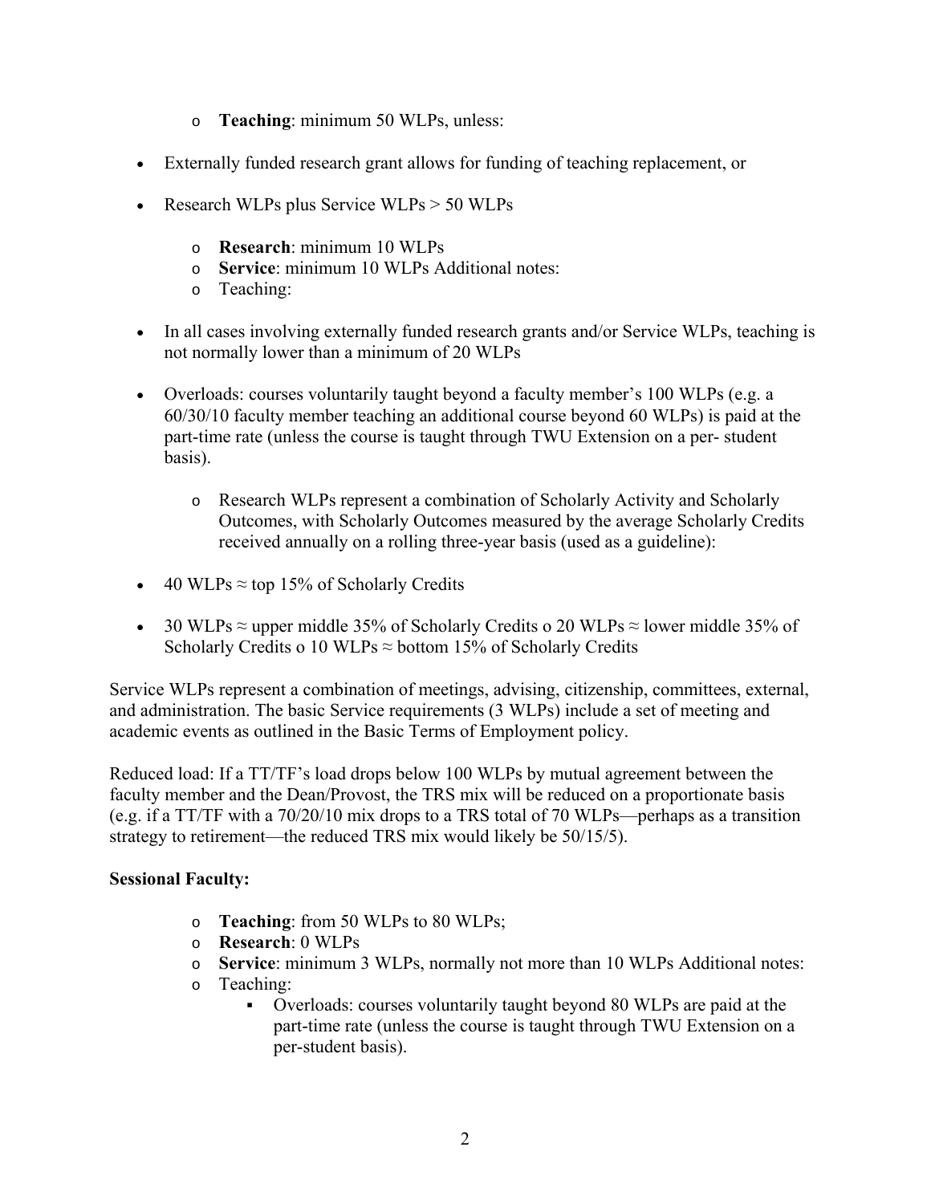- **Teaching**: minimum 50 WLPs, unless:

- Externally funded research grant allows for funding of teaching replacement, or
- Research WLPs plus Service WLPs > 50 WLPs

  - **Research**: minimum 10 WLPs
  - **Service**: minimum 10 WLPs Additional notes:
  - Teaching:

- In all cases involving externally funded research grants and/or Service WLPs, teaching is not normally lower than a minimum of 20 WLPs
- Overloads: courses voluntarily taught beyond a faculty member's 100 WLPs (e.g. a 60/30/10 faculty member teaching an additional course beyond 60 WLPs) is paid at the part-time rate (unless the course is taught through TWU Extension on a per- student basis).

  - Research WLPs represent a combination of Scholarly Activity and Scholarly Outcomes, with Scholarly Outcomes measured by the average Scholarly Credits received annually on a rolling three-year basis (used as a guideline):

- 40 WLPs ≈ top 15% of Scholarly Credits
- 30 WLPs ≈ upper middle 35% of Scholarly Credits o 20 WLPs ≈ lower middle 35% of Scholarly Credits o 10 WLPs ≈ bottom 15% of Scholarly Credits

Service WLPs represent a combination of meetings, advising, citizenship, committees, external, and administration. The basic Service requirements (3 WLPs) include a set of meeting and academic events as outlined in the Basic Terms of Employment policy.

Reduced load: If a TT/TF's load drops below 100 WLPs by mutual agreement between the faculty member and the Dean/Provost, the TRS mix will be reduced on a proportionate basis (e.g. if a TT/TF with a 70/20/10 mix drops to a TRS total of 70 WLPs—perhaps as a transition strategy to retirement—the reduced TRS mix would likely be 50/15/5).

**Sessional Faculty:**

- **Teaching**: from 50 WLPs to 80 WLPs;
- **Research**: 0 WLPs
- **Service**: minimum 3 WLPs, normally not more than 10 WLPs Additional notes:
- Teaching:
  - Overloads: courses voluntarily taught beyond 80 WLPs are paid at the part-time rate (unless the course is taught through TWU Extension on a per-student basis).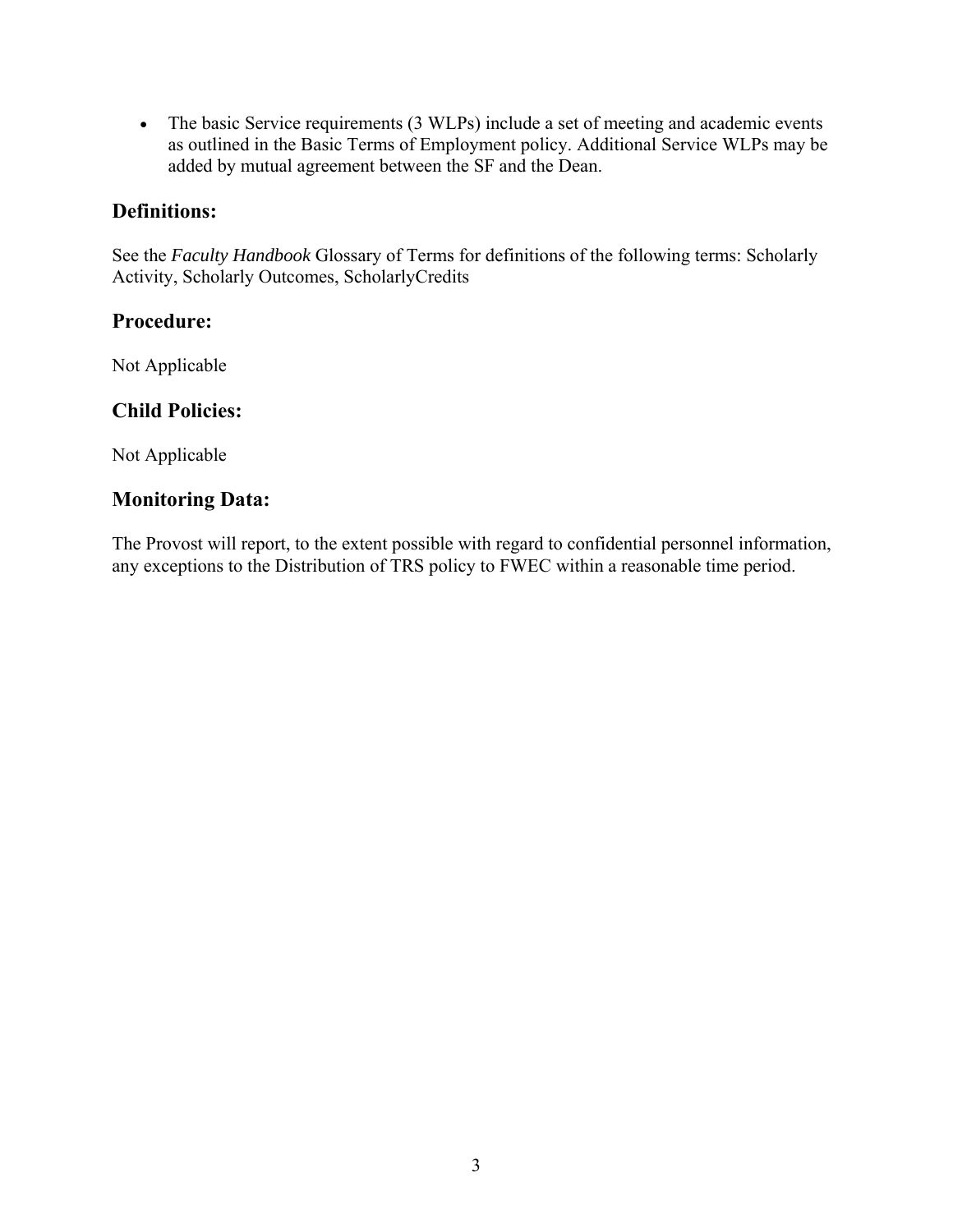- The basic Service requirements (3 WLPs) include a set of meeting and academic events as outlined in the Basic Terms of Employment policy. Additional Service WLPs may be added by mutual agreement between the SF and the Dean.

## Definitions:

See the *Faculty Handbook* Glossary of Terms for definitions of the following terms: Scholarly Activity, Scholarly Outcomes, ScholarlyCredits

## Procedure:

Not Applicable

## Child Policies:

Not Applicable

## Monitoring Data:

The Provost will report, to the extent possible with regard to confidential personnel information, any exceptions to the Distribution of TRS policy to FWEC within a reasonable time period.